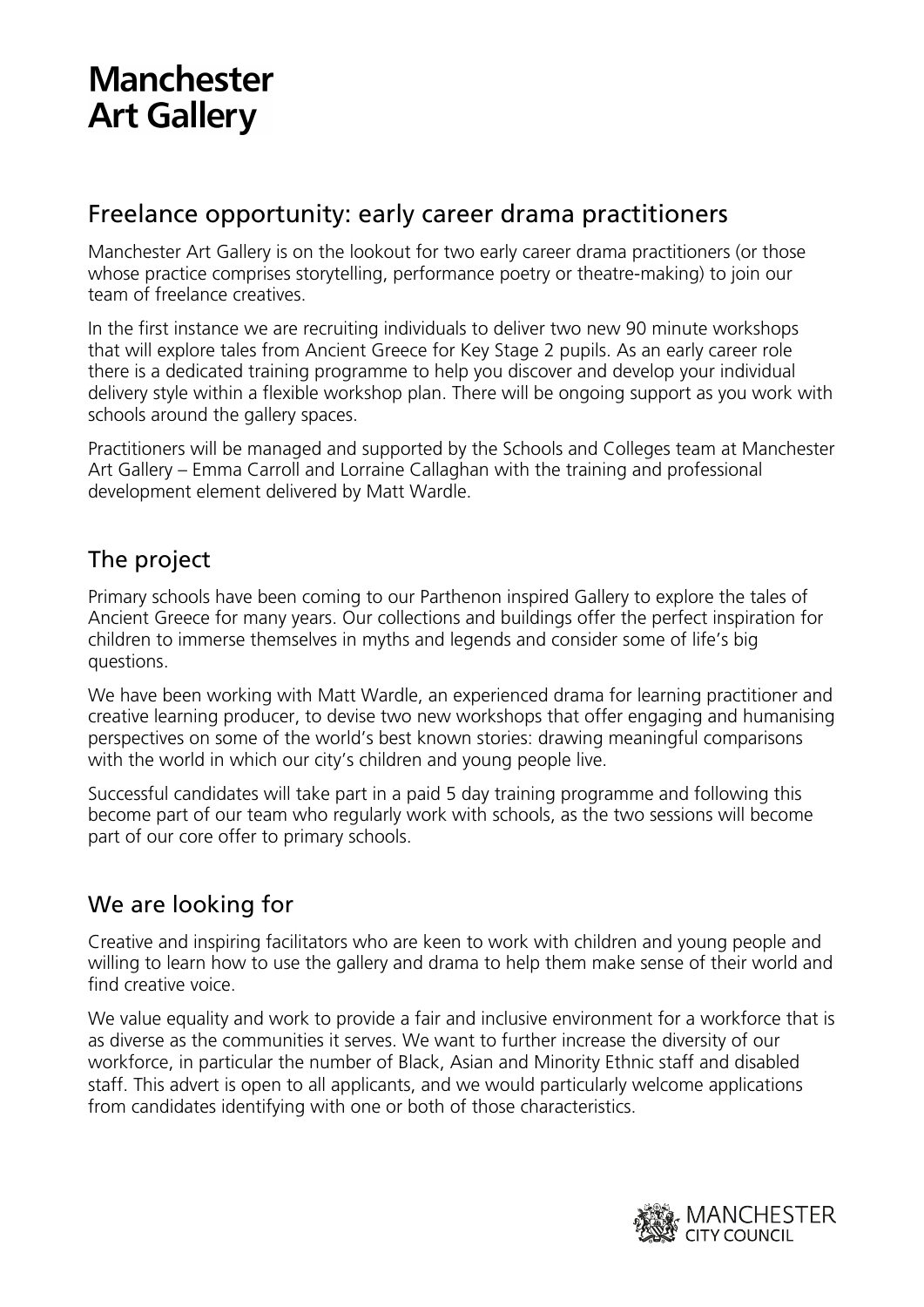# Manchester Art Gallery

## Freelance opportunity: early career drama practitioners

Manchester Art Gallery is on the lookout for two early career drama practitioners (or those whose practice comprises storytelling, performance poetry or theatre-making) to join our team of freelance creatives.

In the first instance we are recruiting individuals to deliver two new 90 minute workshops that will explore tales from Ancient Greece for Key Stage 2 pupils. As an early career role there is a dedicated training programme to help you discover and develop your individual delivery style within a flexible workshop plan. There will be ongoing support as you work with schools around the gallery spaces.

Practitioners will be managed and supported by the Schools and Colleges team at Manchester Art Gallery – Emma Carroll and Lorraine Callaghan with the training and professional development element delivered by Matt Wardle.

## The project

Primary schools have been coming to our Parthenon inspired Gallery to explore the tales of Ancient Greece for many years. Our collections and buildings offer the perfect inspiration for children to immerse themselves in myths and legends and consider some of life's big questions.

We have been working with Matt Wardle, an experienced drama for learning practitioner and creative learning producer, to devise two new workshops that offer engaging and humanising perspectives on some of the world's best known stories: drawing meaningful comparisons with the world in which our city's children and young people live.

Successful candidates will take part in a paid 5 day training programme and following this become part of our team who regularly work with schools, as the two sessions will become part of our core offer to primary schools.

## We are looking for

Creative and inspiring facilitators who are keen to work with children and young people and willing to learn how to use the gallery and drama to help them make sense of their world and find creative voice.

We value equality and work to provide a fair and inclusive environment for a workforce that is as diverse as the communities it serves. We want to further increase the diversity of our workforce, in particular the number of Black, Asian and Minority Ethnic staff and disabled staff. This advert is open to all applicants, and we would particularly welcome applications from candidates identifying with one or both of those characteristics.

MANCHESTER CITY COUNCIL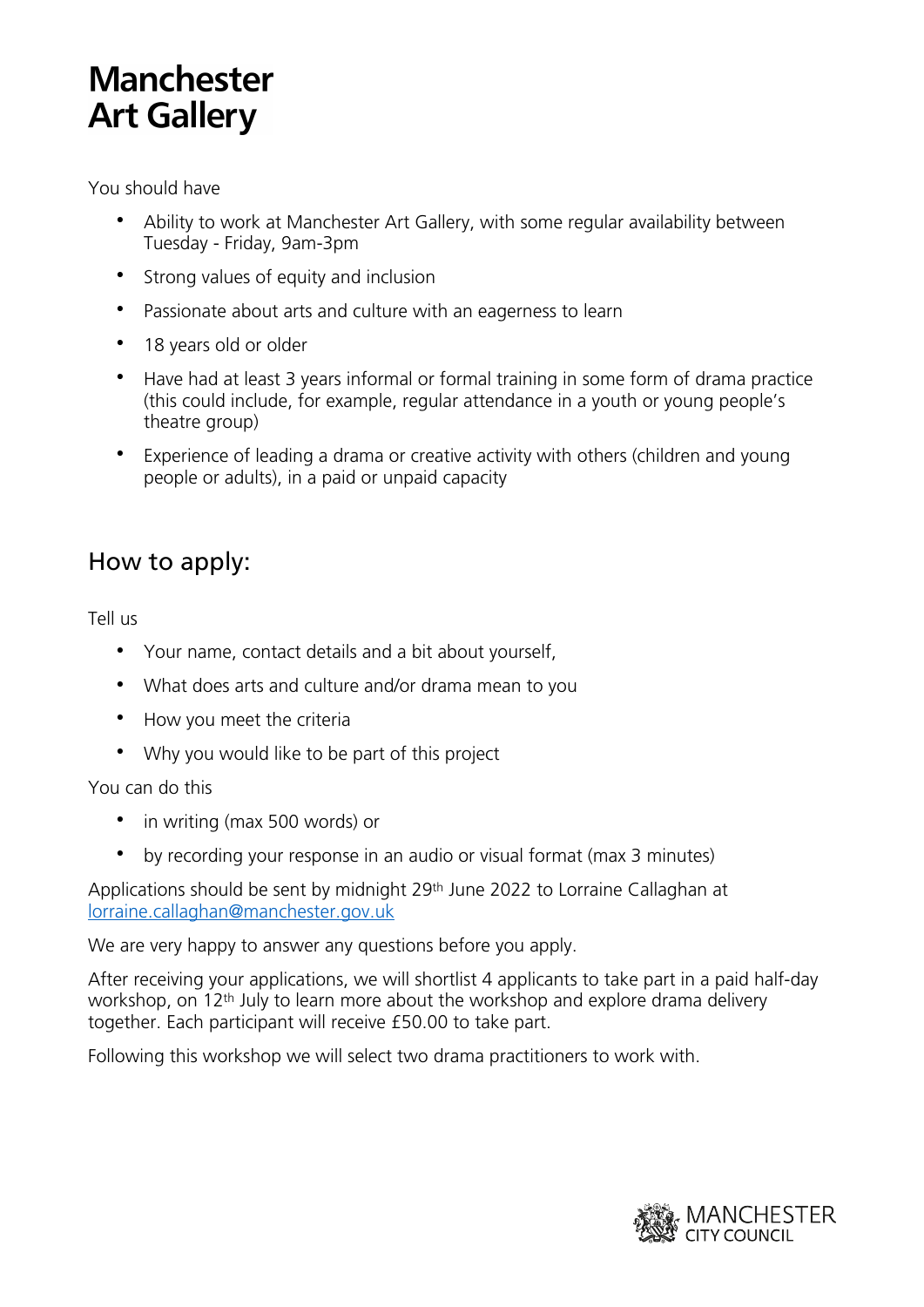You should have

- Ability to work at Manchester Art Gallery, with some regular availability between Tuesday - Friday, 9am-3pm
- Strong values of equity and inclusion
- Passionate about arts and culture with an eagerness to learn
- 18 years old or older
- Have had at least 3 years informal or formal training in some form of drama practice (this could include, for example, regular attendance in a youth or young people's theatre group)
- Experience of leading a drama or creative activity with others (children and young people or adults), in a paid or unpaid capacity

## How to apply:

Tell us

- Your name, contact details and a bit about yourself,
- What does arts and culture and/or drama mean to you
- How you meet the criteria
- Why you would like to be part of this project

You can do this

- in writing (max 500 words) or
- by recording your response in an audio or visual format (max 3 minutes)

Applications should be sent by midnight 29th June 2022 to Lorraine Callaghan at [lorraine.callaghan@manchester.gov.uk](mailto:lorraine.callaghan@manchester.gov.uk)

We are very happy to answer any questions before you apply.

After receiving your applications, we will shortlist 4 applicants to take part in a paid half-day workshop, on 12th July to learn more about the workshop and explore drama delivery together. Each participant will receive £50.00 to take part.

Following this workshop we will select two drama practitioners to work with.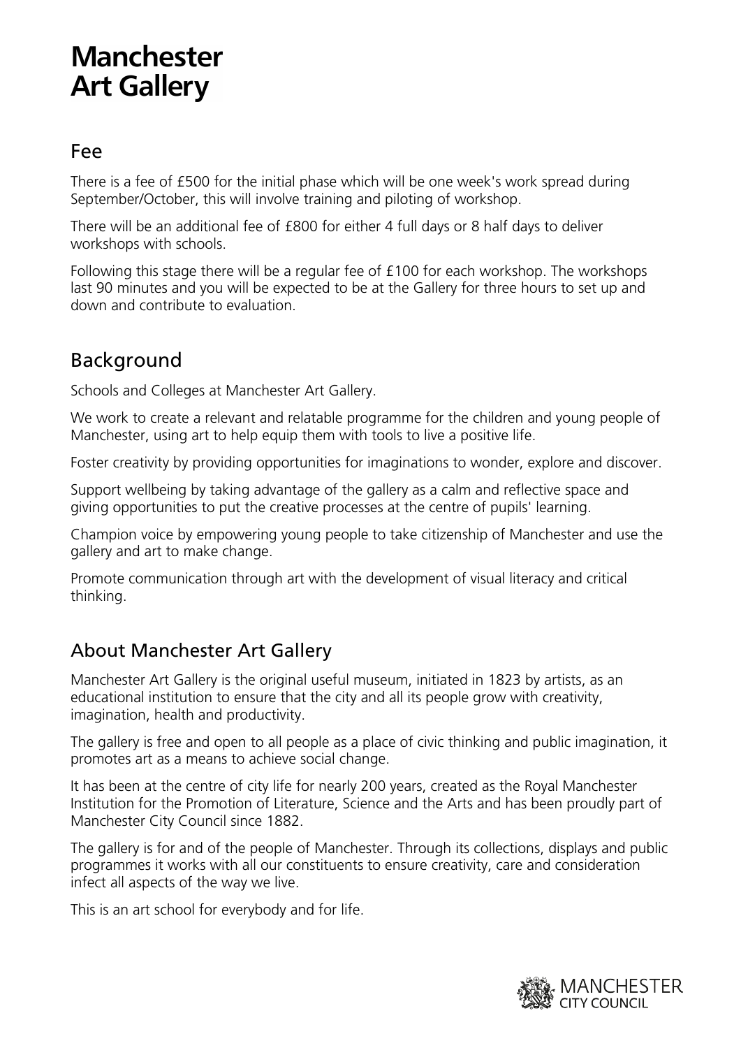# Manchester Art Gallery

## Fee

There is a fee of £500 for the initial phase which will be one week's work spread during September/October, this will involve training and piloting of workshop.

There will be an additional fee of £800 for either 4 full days or 8 half days to deliver workshops with schools.

Following this stage there will be a regular fee of £100 for each workshop. The workshops last 90 minutes and you will be expected to be at the Gallery for three hours to set up and down and contribute to evaluation.

## Background

Schools and Colleges at Manchester Art Gallery.

We work to create a relevant and relatable programme for the children and young people of Manchester, using art to help equip them with tools to live a positive life.

Foster creativity by providing opportunities for imaginations to wonder, explore and discover.

Support wellbeing by taking advantage of the gallery as a calm and reflective space and giving opportunities to put the creative processes at the centre of pupils' learning.

Champion voice by empowering young people to take citizenship of Manchester and use the gallery and art to make change.

Promote communication through art with the development of visual literacy and critical thinking.

## About Manchester Art Gallery

Manchester Art Gallery is the original useful museum, initiated in 1823 by artists, as an educational institution to ensure that the city and all its people grow with creativity, imagination, health and productivity.

The gallery is free and open to all people as a place of civic thinking and public imagination, it promotes art as a means to achieve social change.

It has been at the centre of city life for nearly 200 years, created as the Royal Manchester Institution for the Promotion of Literature, Science and the Arts and has been proudly part of Manchester City Council since 1882.

The gallery is for and of the people of Manchester. Through its collections, displays and public programmes it works with all our constituents to ensure creativity, care and consideration infect all aspects of the way we live.

This is an art school for everybody and for life.

MANCHESTER CITY COUNCIL